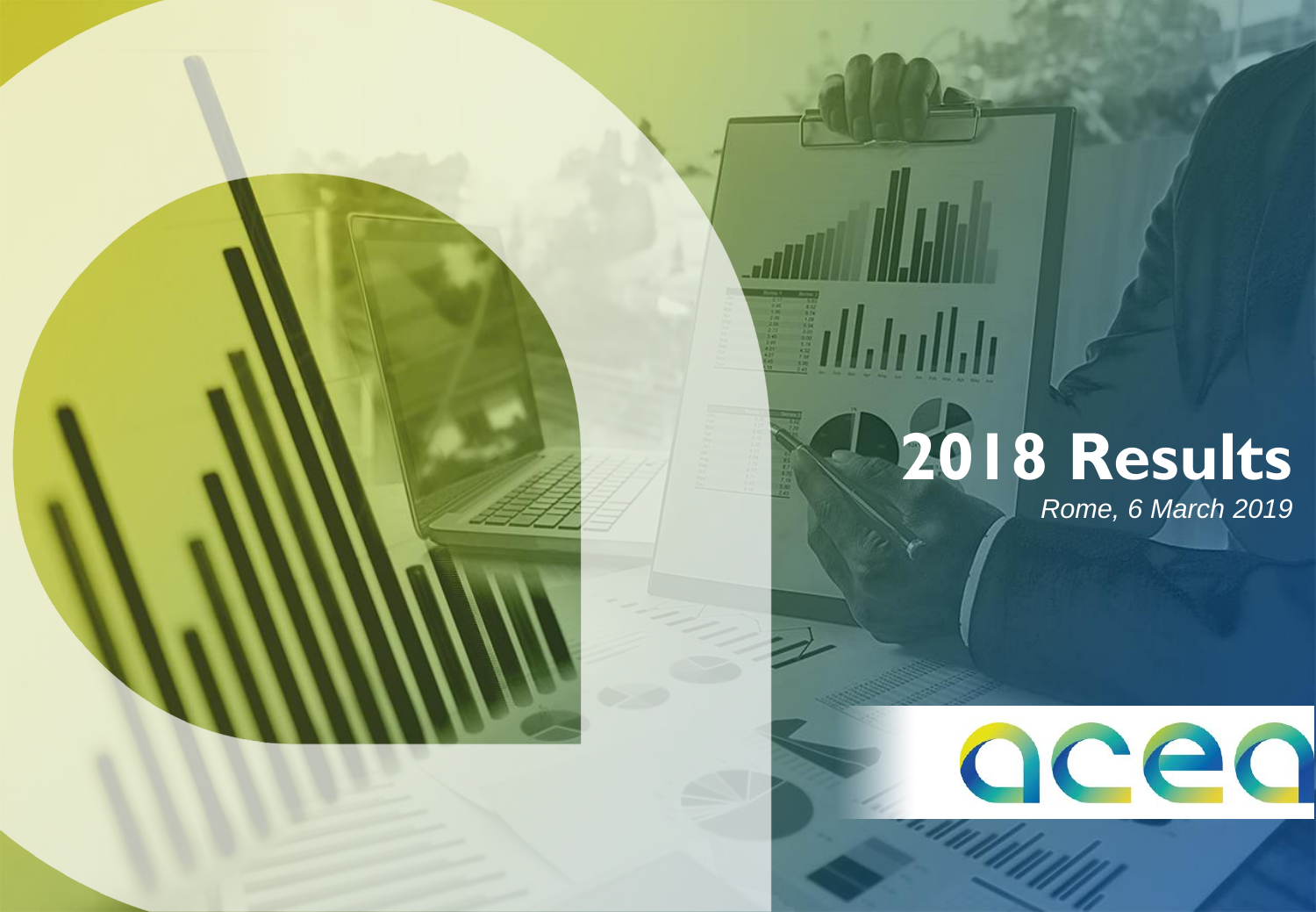# 2018 Results

*Rome, 6 March 2019*

acea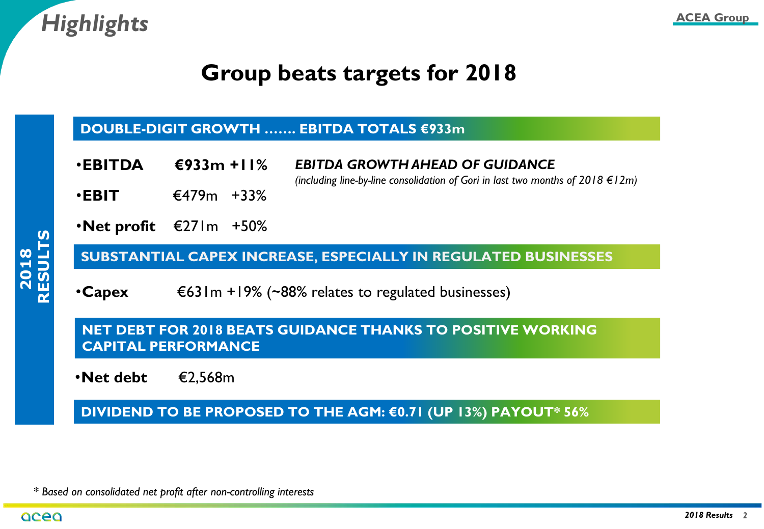# Highlights

## Group beats targets for 2018

**2018 RESULTS**

### DOUBLE-DIGIT GROWTH ……. EBITDA TOTALS €933m

- **EBITDA** **€933m +11%**
- **EBIT** €479m +33%
- **Net profit** €271m +50%

***EBITDA GROWTH AHEAD OF GUIDANCE***
*(including line-by-line consolidation of Gori in last two months of 2018 €12m)*

### SUBSTANTIAL CAPEX INCREASE, ESPECIALLY IN REGULATED BUSINESSES

- **Capex** €631m +19% (~88% relates to regulated businesses)

### NET DEBT FOR 2018 BEATS GUIDANCE THANKS TO POSITIVE WORKING CAPITAL PERFORMANCE

- **Net debt** €2,568m

### DIVIDEND TO BE PROPOSED TO THE AGM: €0.71 (UP 13%) PAYOUT* 56%

*\* Based on consolidated net profit after non-controlling interests*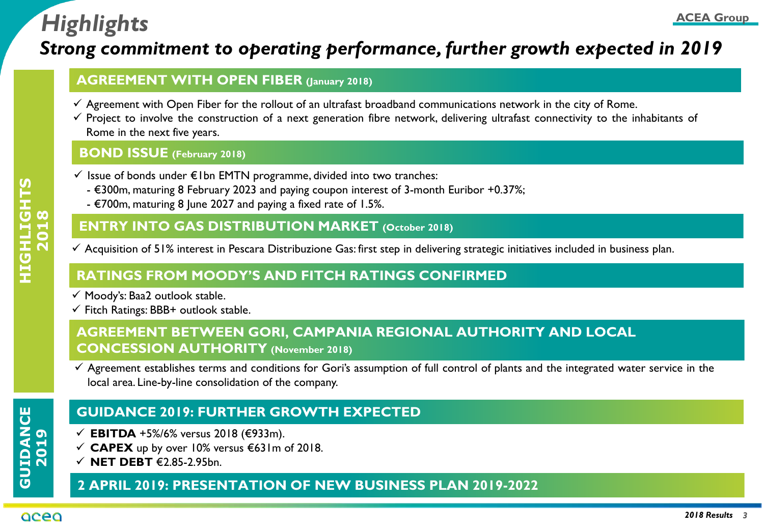# Highlights

## *Strong commitment to operating performance, further growth expected in 2019*

**HIGHLIGHTS 2018**

### AGREEMENT WITH OPEN FIBER (January 2018)

- ✓ Agreement with Open Fiber for the rollout of an ultrafast broadband communications network in the city of Rome.
- ✓ Project to involve the construction of a next generation fibre network, delivering ultrafast connectivity to the inhabitants of Rome in the next five years.

### BOND ISSUE (February 2018)

- ✓ Issue of bonds under €1bn EMTN programme, divided into two tranches:
  - €300m, maturing 8 February 2023 and paying coupon interest of 3-month Euribor +0.37%;
  - €700m, maturing 8 June 2027 and paying a fixed rate of 1.5%.

### ENTRY INTO GAS DISTRIBUTION MARKET (October 2018)

- ✓ Acquisition of 51% interest in Pescara Distribuzione Gas: first step in delivering strategic initiatives included in business plan.

### RATINGS FROM MOODY'S AND FITCH RATINGS CONFIRMED

- ✓ Moody's: Baa2 outlook stable.
- ✓ Fitch Ratings: BBB+ outlook stable.

### AGREEMENT BETWEEN GORI, CAMPANIA REGIONAL AUTHORITY AND LOCAL CONCESSION AUTHORITY (November 2018)

- ✓ Agreement establishes terms and conditions for Gori's assumption of full control of plants and the integrated water service in the local area. Line-by-line consolidation of the company.

**GUIDANCE 2019**

### GUIDANCE 2019: FURTHER GROWTH EXPECTED

- ✓ **EBITDA** +5%/6% versus 2018 (€933m).
- ✓ **CAPEX** up by over 10% versus €631m of 2018.
- ✓ **NET DEBT** €2.85-2.95bn.

### 2 APRIL 2019: PRESENTATION OF NEW BUSINESS PLAN 2019-2022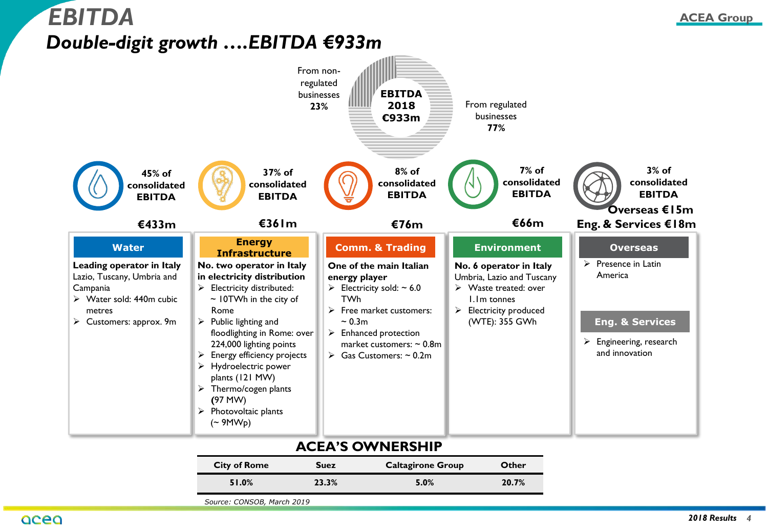# EBITDA

## Double-digit growth ….EBITDA €933m

From non-regulated businesses **23%**

**EBITDA 2018 €933m**

From regulated businesses **77%**

**45% of consolidated EBITDA**

**€433m**

**Water**

**Leading operator in Italy**
Lazio, Tuscany, Umbria and Campania

- Water sold: 440m cubic metres
- Customers: approx. 9m

**37% of consolidated EBITDA**

**€361m**

**Energy Infrastructure**

**No. two operator in Italy in electricity distribution**

- Electricity distributed: ~ 10TWh in the city of Rome
- Public lighting and floodlighting in Rome: over 224,000 lighting points
- Energy efficiency projects
- Hydroelectric power plants (121 MW)
- Thermo/cogen plants (97 MW)
- Photovoltaic plants (~ 9MWp)

**8% of consolidated EBITDA**

**€76m**

**Comm. & Trading**

**One of the main Italian energy player**

- Electricity sold: ~ 6.0 TWh
- Free market customers: ~ 0.3m
- Enhanced protection market customers: ~ 0.8m
- Gas Customers: ~ 0.2m

**7% of consolidated EBITDA**

**€66m**

**Environment**

**No. 6 operator in Italy**
Umbria, Lazio and Tuscany

- Waste treated: over 1.1m tonnes
- Electricity produced (WTE): 355 GWh

**3% of consolidated EBITDA**

**Overseas €15m**
**Eng. & Services €18m**

**Overseas**

- Presence in Latin America

**Eng. & Services**

- Engineering, research and innovation

### ACEA'S OWNERSHIP

| City of Rome | Suez | Caltagirone Group | Other |
|---|---|---|---|
| 51.0% | 23.3% | 5.0% | 20.7% |

*Source: CONSOB, March 2019*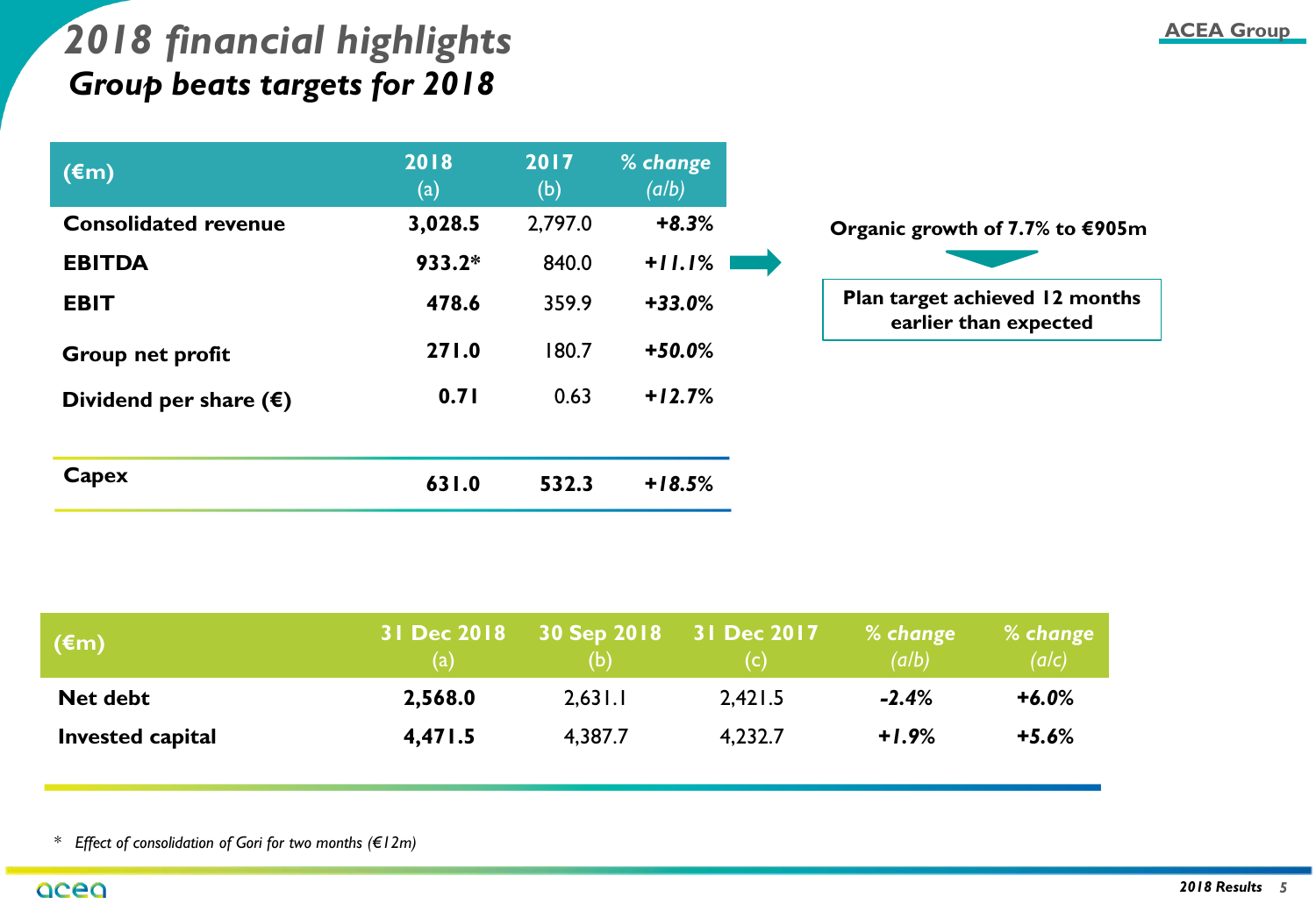# 2018 financial highlights

## Group beats targets for 2018

| (€m) | 2018 (a) | 2017 (b) | % change (a/b) |
|---|---|---|---|
| **Consolidated revenue** | **3,028.5** | 2,797.0 | ***+8.3%*** |
| **EBITDA** | **933.2*** | 840.0 | ***+11.1%*** |
| **EBIT** | **478.6** | 359.9 | ***+33.0%*** |
| **Group net profit** | **271.0** | 180.7 | ***+50.0%*** |
| **Dividend per share (€)** | **0.71** | 0.63 | ***+12.7%*** |
| **Capex** | **631.0** | **532.3** | ***+18.5%*** |

**Organic growth of 7.7% to €905m**

**Plan target achieved 12 months earlier than expected**

| (€m) | 31 Dec 2018 (a) | 30 Sep 2018 (b) | 31 Dec 2017 (c) | % change (a/b) | % change (a/c) |
|---|---|---|---|---|---|
| **Net debt** | **2,568.0** | 2,631.1 | 2,421.5 | ***-2.4%*** | ***+6.0%*** |
| **Invested capital** | **4,471.5** | 4,387.7 | 4,232.7 | ***+1.9%*** | ***+5.6%*** |

\* *Effect of consolidation of Gori for two months (€12m)*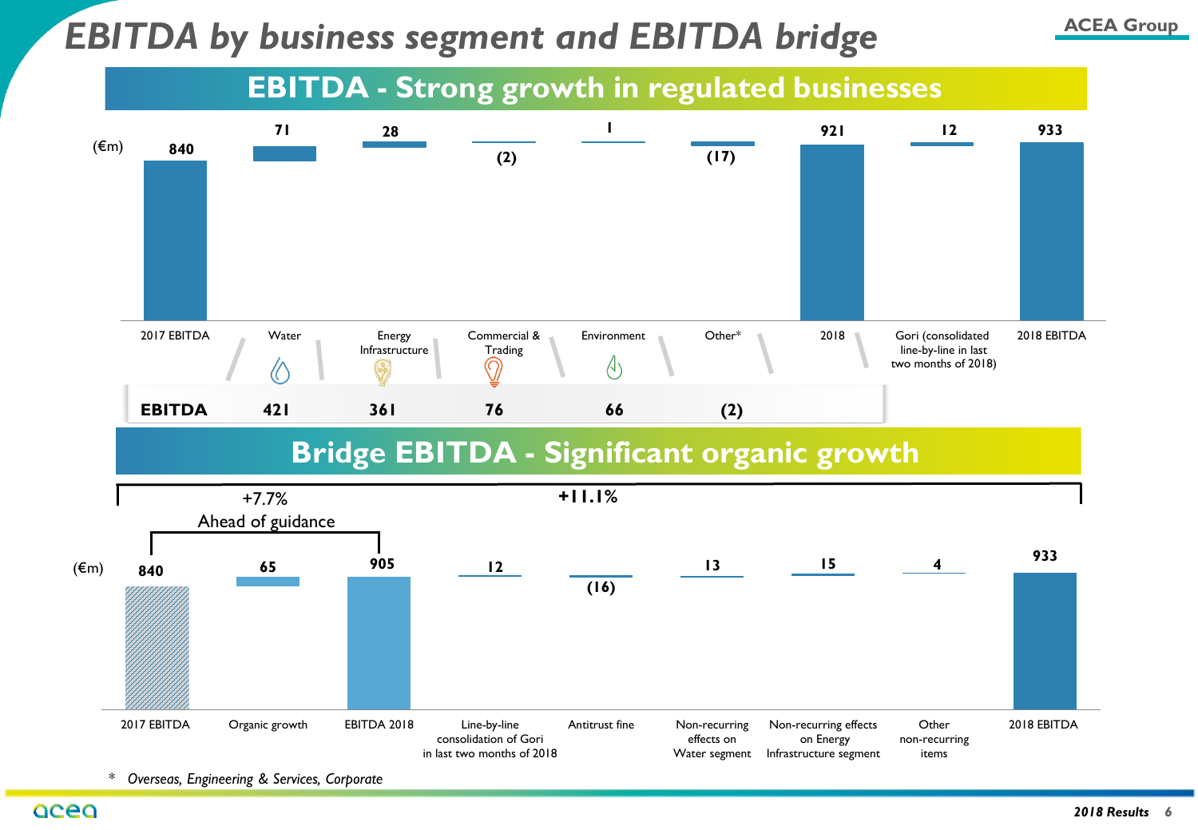# EBITDA by business segment and EBITDA bridge

## EBITDA - Strong growth in regulated businesses

(€m)

| 2017 EBITDA | Water | Energy Infrastructure | Commercial & Trading | Environment | Other* | 2018 | Gori (consolidated line-by-line in last two months of 2018) | 2018 EBITDA |
|---|---|---|---|---|---|---|---|---|
| 840 | 71 | 28 | (2) | 1 | (17) | 921 | 12 | 933 |

| | Water | Energy Infrastructure | Commercial & Trading | Environment | Other* |
|---|---|---|---|---|---|
| **EBITDA** | 421 | 361 | 76 | 66 | (2) |

## Bridge EBITDA - Significant organic growth

+7.7% Ahead of guidance

+11.1%

(€m)

| 2017 EBITDA | Organic growth | EBITDA 2018 | Line-by-line consolidation of Gori in last two months of 2018 | Antitrust fine | Non-recurring effects on Water segment | Non-recurring effects on Energy Infrastructure segment | Other non-recurring items | 2018 EBITDA |
|---|---|---|---|---|---|---|---|---|
| 840 | 65 | 905 | 12 | (16) | 13 | 15 | 4 | 933 |

\* *Overseas, Engineering & Services, Corporate*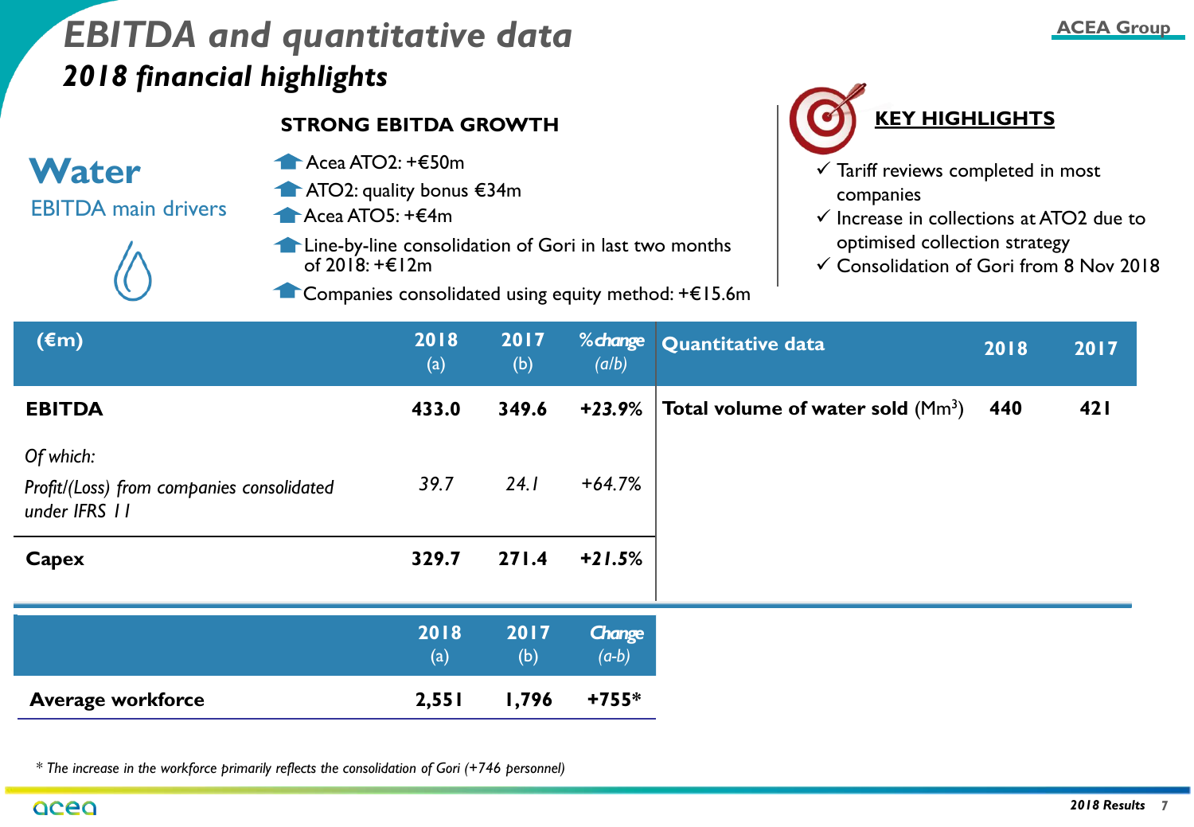# EBITDA and quantitative data

## 2018 financial highlights

### Water

EBITDA main drivers

**STRONG EBITDA GROWTH**

- Acea ATO2: +€50m
- ATO2: quality bonus €34m
- Acea ATO5: +€4m
- Line-by-line consolidation of Gori in last two months of 2018: +€12m
- Companies consolidated using equity method: +€15.6m

**KEY HIGHLIGHTS**

- ✓ Tariff reviews completed in most companies
- ✓ Increase in collections at ATO2 due to optimised collection strategy
- ✓ Consolidation of Gori from 8 Nov 2018

| (€m) | 2018 (a) | 2017 (b) | % change (a/b) |
|---|---|---|---|
| **EBITDA** | **433.0** | **349.6** | **+23.9%** |
| *Of which:* | | | |
| *Profit/(Loss) from companies consolidated under IFRS 11* | *39.7* | *24.1* | *+64.7%* |
| **Capex** | **329.7** | **271.4** | **+21.5%** |

| Quantitative data | 2018 | 2017 |
|---|---|---|
| **Total volume of water sold** ($Mm^3$) | **440** | **421** |

| | 2018 (a) | 2017 (b) | Change (a-b) |
|---|---|---|---|
| **Average workforce** | **2,551** | **1,796** | **+755*** |

\* *The increase in the workforce primarily reflects the consolidation of Gori (+746 personnel)*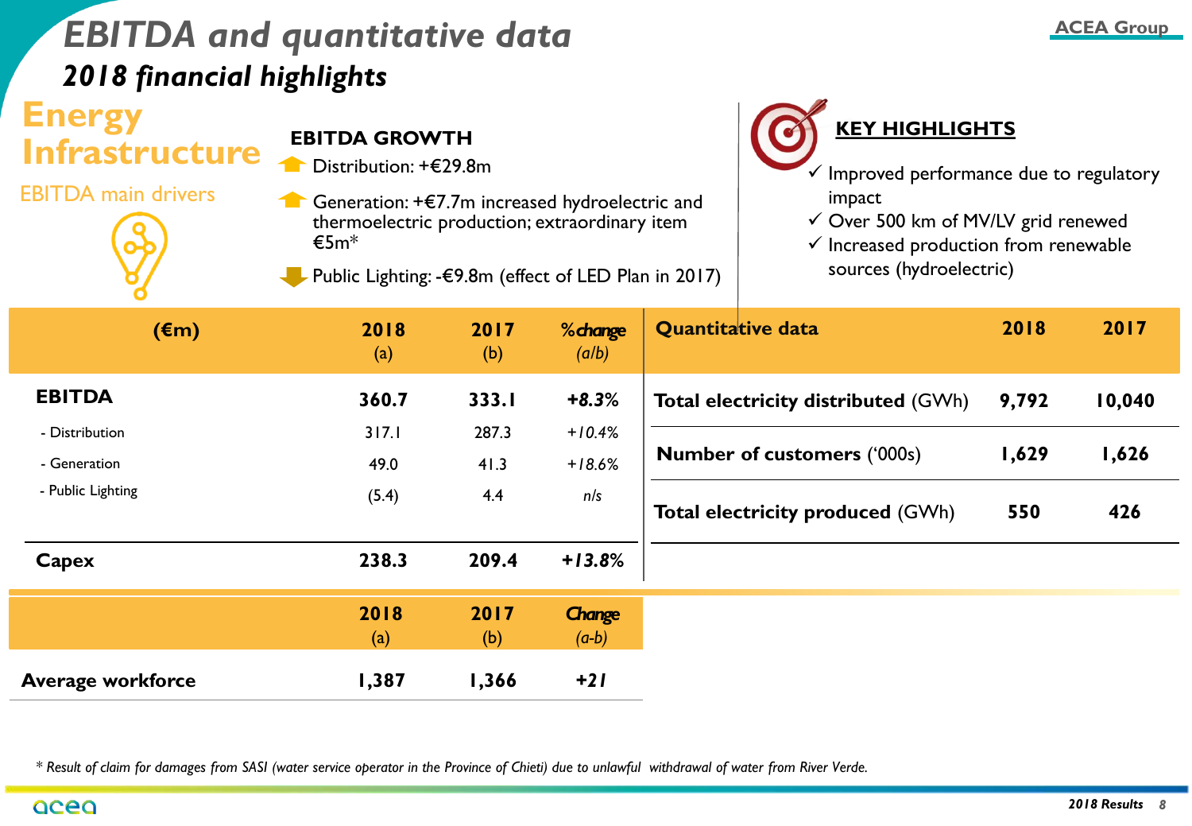# EBITDA and quantitative data

## *2018 financial highlights*

### Energy Infrastructure

EBITDA main drivers

**EBITDA GROWTH**

- Distribution: +€29.8m
- Generation: +€7.7m increased hydroelectric and thermoelectric production; extraordinary item €5m*
- Public Lighting: -€9.8m (effect of LED Plan in 2017)

**KEY HIGHLIGHTS**

- ✓ Improved performance due to regulatory impact
- ✓ Over 500 km of MV/LV grid renewed
- ✓ Increased production from renewable sources (hydroelectric)

| (€m) | 2018 (a) | 2017 (b) | %change (a/b) |
|---|---|---|---|
| **EBITDA** | **360.7** | **333.1** | ***+8.3%*** |
| - Distribution | 317.1 | 287.3 | *+10.4%* |
| - Generation | 49.0 | 41.3 | *+18.6%* |
| - Public Lighting | (5.4) | 4.4 | *n/s* |
| **Capex** | **238.3** | **209.4** | ***+13.8%*** |

| Quantitative data | 2018 | 2017 |
|---|---|---|
| **Total electricity distributed** (GWh) | **9,792** | **10,040** |
| **Number of customers** ('000s) | **1,629** | **1,626** |
| **Total electricity produced** (GWh) | **550** | **426** |

| | 2018 (a) | 2017 (b) | Change (a-b) |
|---|---|---|---|
| **Average workforce** | **1,387** | **1,366** | ***+21*** |

*\* Result of claim for damages from SASI (water service operator in the Province of Chieti) due to unlawful withdrawal of water from River Verde.*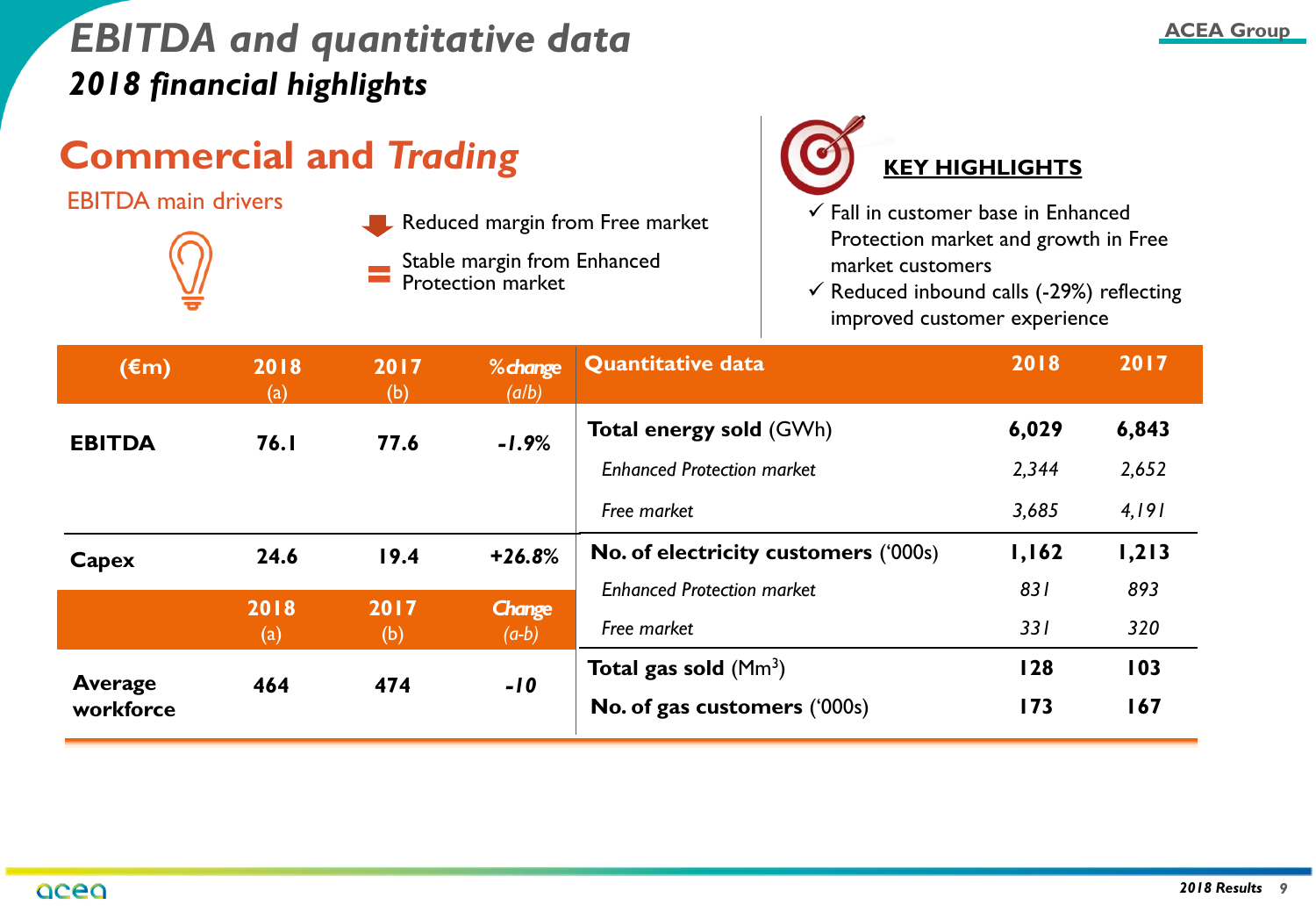# EBITDA and quantitative data

## *2018 financial highlights*

## Commercial and *Trading*

EBITDA main drivers

- Reduced margin from Free market
- Stable margin from Enhanced Protection market

### KEY HIGHLIGHTS

- ✓ Fall in customer base in Enhanced Protection market and growth in Free market customers
- ✓ Reduced inbound calls (-29%) reflecting improved customer experience

| (€m) | 2018 (a) | 2017 (b) | % change (a/b) |
|---|---|---|---|
| **EBITDA** | **76.1** | **77.6** | ***-1.9%*** |
| **Capex** | **24.6** | **19.4** | ***+26.8%*** |

| | 2018 (a) | 2017 (b) | Change (a-b) |
|---|---|---|---|
| **Average workforce** | **464** | **474** | ***-10*** |

| Quantitative data | 2018 | 2017 |
|---|---|---|
| **Total energy sold** (GWh) | **6,029** | **6,843** |
| *Enhanced Protection market* | *2,344* | *2,652* |
| *Free market* | *3,685* | *4,191* |
| **No. of electricity customers** ('000s) | **1,162** | **1,213** |
| *Enhanced Protection market* | *831* | *893* |
| *Free market* | *331* | *320* |
| **Total gas sold** ($Mm^3$) | **128** | **103** |
| **No. of gas customers** ('000s) | **173** | **167** |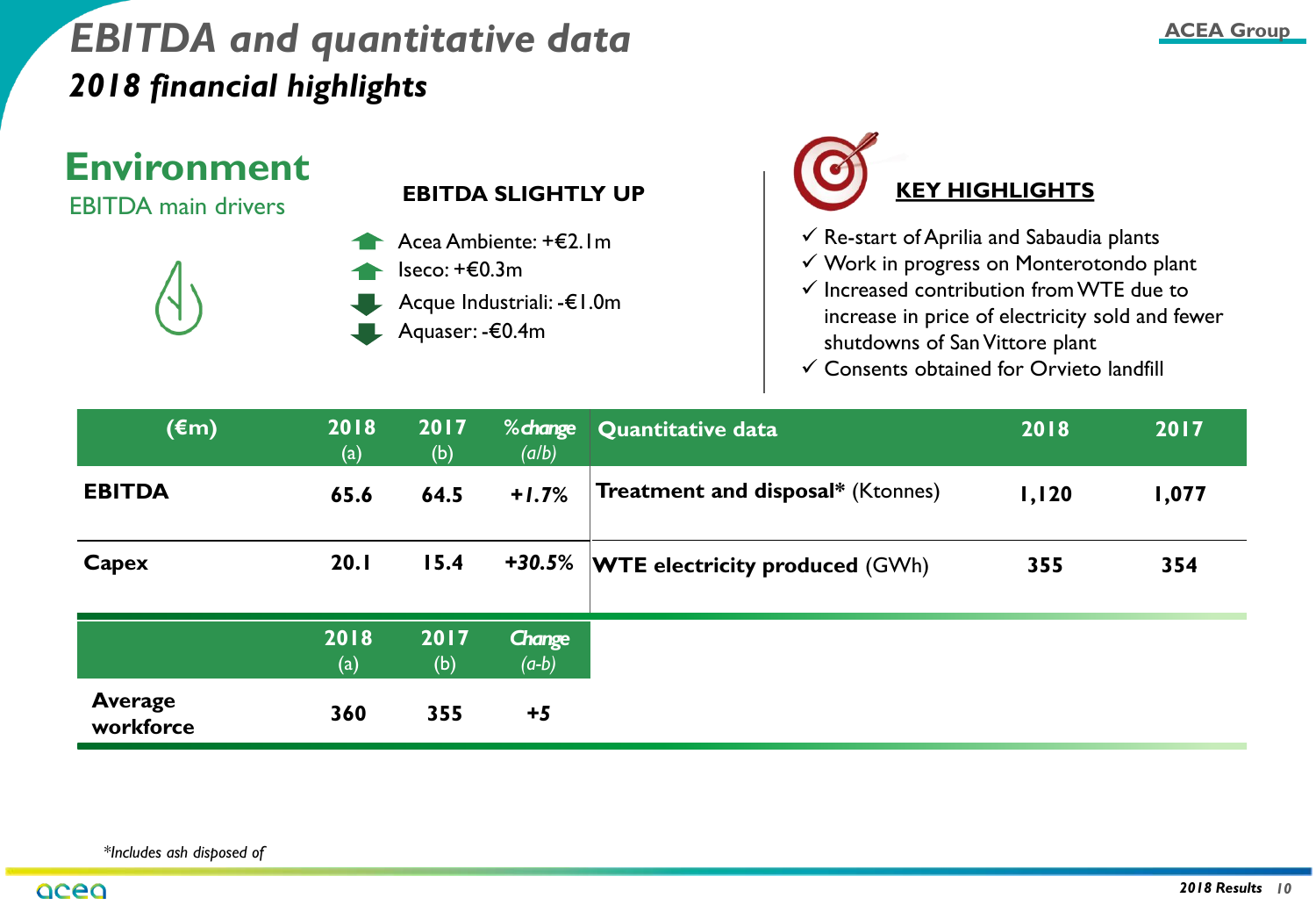# EBITDA and quantitative data

## 2018 financial highlights

## Environment

EBITDA main drivers

**EBITDA SLIGHTLY UP**

- Acea Ambiente: +€2.1m
- Iseco: +€0.3m
- Acque Industriali: -€1.0m
- Aquaser: -€0.4m

**KEY HIGHLIGHTS**

- ✓ Re-start of Aprilia and Sabaudia plants
- ✓ Work in progress on Monterotondo plant
- ✓ Increased contribution from WTE due to increase in price of electricity sold and fewer shutdowns of San Vittore plant
- ✓ Consents obtained for Orvieto landfill

| (€m) | 2018 (a) | 2017 (b) | % change (a/b) |
|---|---|---|---|
| **EBITDA** | 65.6 | 64.5 | +1.7% |
| **Capex** | 20.1 | 15.4 | +30.5% |

| Quantitative data | 2018 | 2017 |
|---|---|---|
| **Treatment and disposal*** (Ktonnes) | 1,120 | 1,077 |
| **WTE electricity produced** (GWh) | 355 | 354 |

| | 2018 (a) | 2017 (b) | Change (a-b) |
|---|---|---|---|
| **Average workforce** | 360 | 355 | +5 |

*Includes ash disposed of*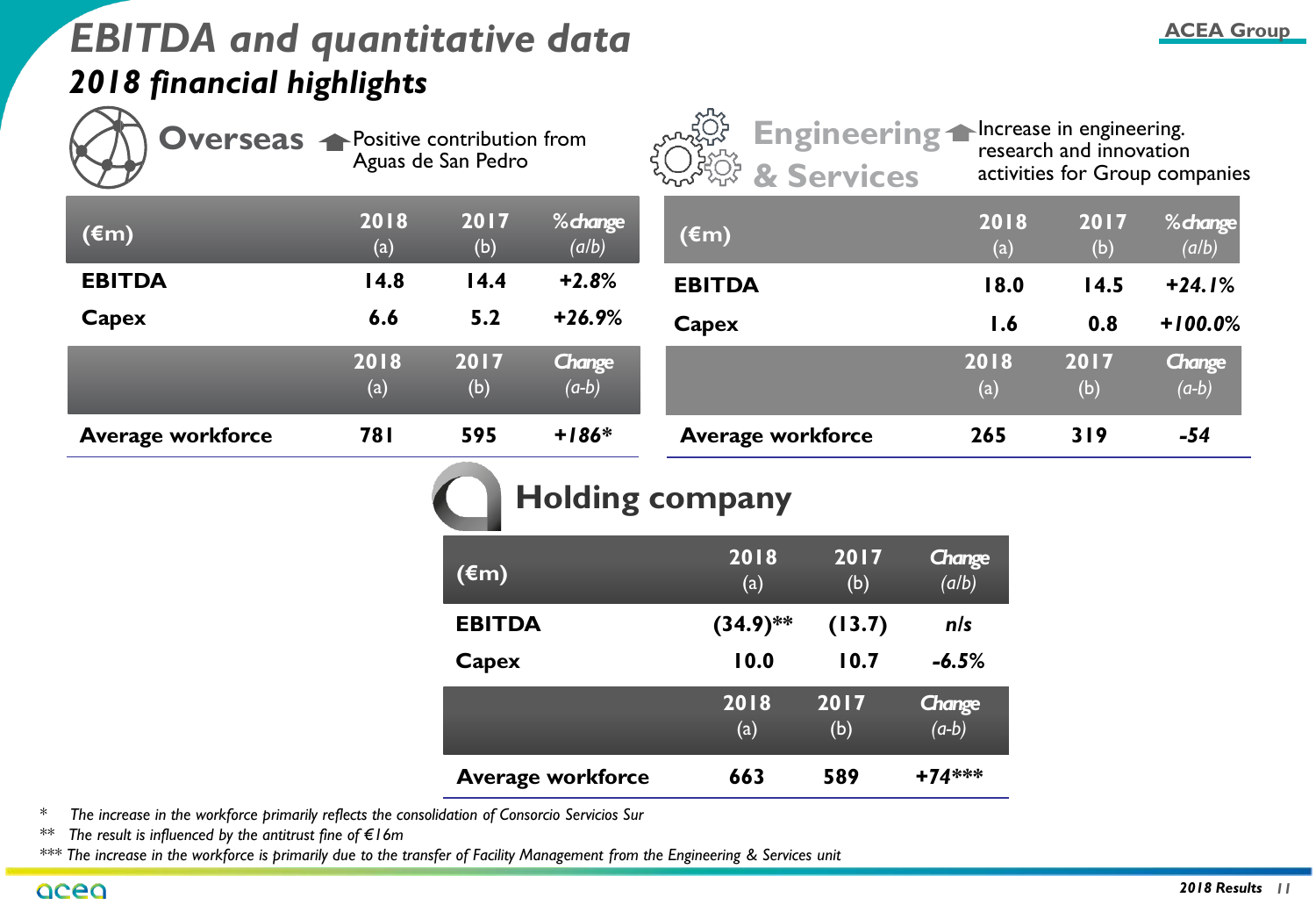# EBITDA and quantitative data

## 2018 financial highlights

### Overseas

Positive contribution from Aguas de San Pedro

| (€m) | 2018 (a) | 2017 (b) | % change (a/b) |
|---|---|---|---|
| **EBITDA** | 14.8 | 14.4 | +2.8% |
| **Capex** | 6.6 | 5.2 | +26.9% |
| | **2018** (a) | **2017** (b) | **Change** (a-b) |
| **Average workforce** | 781 | 595 | +186* |

### Engineering & Services

Increase in engineering. research and innovation activities for Group companies

| (€m) | 2018 (a) | 2017 (b) | % change (a/b) |
|---|---|---|---|
| **EBITDA** | 18.0 | 14.5 | +24.1% |
| **Capex** | 1.6 | 0.8 | +100.0% |
| | **2018** (a) | **2017** (b) | **Change** (a-b) |
| **Average workforce** | 265 | 319 | -54 |

### Holding company

| (€m) | 2018 (a) | 2017 (b) | Change (a/b) |
|---|---|---|---|
| **EBITDA** | (34.9)** | (13.7) | n/s |
| **Capex** | 10.0 | 10.7 | -6.5% |
| | **2018** (a) | **2017** (b) | **Change** (a-b) |
| **Average workforce** | 663 | 589 | +74*** |

\* *The increase in the workforce primarily reflects the consolidation of Consorcio Servicios Sur*

\** *The result is influenced by the antitrust fine of €16m*

\*** *The increase in the workforce is primarily due to the transfer of Facility Management from the Engineering & Services unit*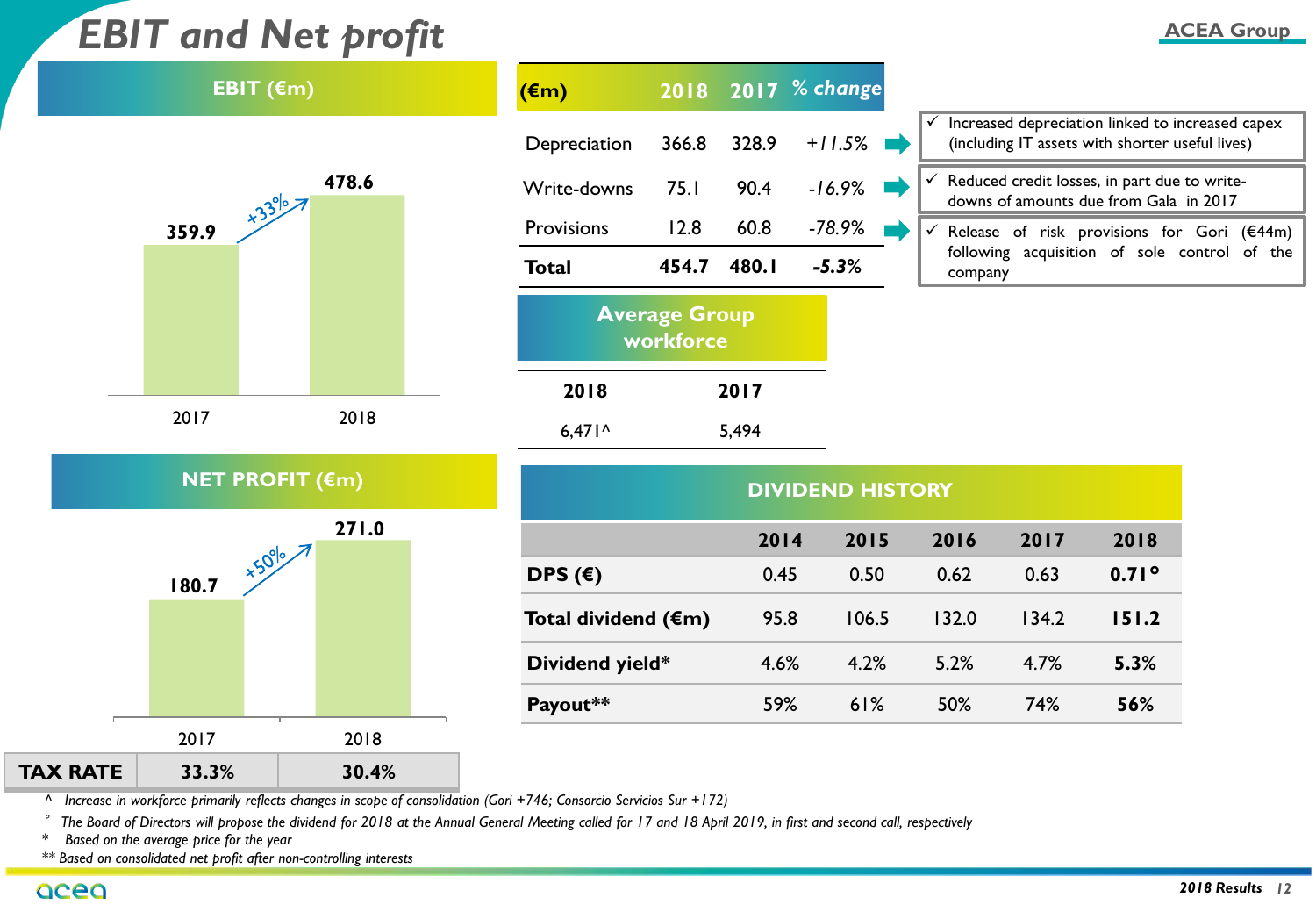# EBIT and Net profit

## EBIT (€m)

| | 2017 | 2018 |
|---|---|---|
| EBIT | 359.9 | 478.6 |

+33%

| (€m) | 2018 | 2017 | % change | |
|---|---|---|---|---|
| Depreciation | 366.8 | 328.9 | +11.5% | ✓ Increased depreciation linked to increased capex (including IT assets with shorter useful lives) |
| Write-downs | 75.1 | 90.4 | -16.9% | ✓ Reduced credit losses, in part due to write-downs of amounts due from Gala in 2017 |
| Provisions | 12.8 | 60.8 | -78.9% | ✓ Release of risk provisions for Gori (€44m) following acquisition of sole control of the company |
| **Total** | **454.7** | **480.1** | **-5.3%** | |

## Average Group workforce

| 2018 | 2017 |
|---|---|
| 6,471^ | 5,494 |

## NET PROFIT (€m)

| | 2017 | 2018 |
|---|---|---|
| Net profit | 180.7 | 271.0 |
| **TAX RATE** | 33.3% | 30.4% |

+50%

## DIVIDEND HISTORY

| | 2014 | 2015 | 2016 | 2017 | 2018 |
|---|---|---|---|---|---|
| **DPS (€)** | 0.45 | 0.50 | 0.62 | 0.63 | **0.71°** |
| **Total dividend (€m)** | 95.8 | 106.5 | 132.0 | 134.2 | **151.2** |
| **Dividend yield*** | 4.6% | 4.2% | 5.2% | 4.7% | **5.3%** |
| **Payout**** | 59% | 61% | 50% | 74% | **56%** |

^ *Increase in workforce primarily reflects changes in scope of consolidation (Gori +746; Consorcio Servicios Sur +172)*

° *The Board of Directors will propose the dividend for 2018 at the Annual General Meeting called for 17 and 18 April 2019, in first and second call, respectively*

\* *Based on the average price for the year*

** *Based on consolidated net profit after non-controlling interests*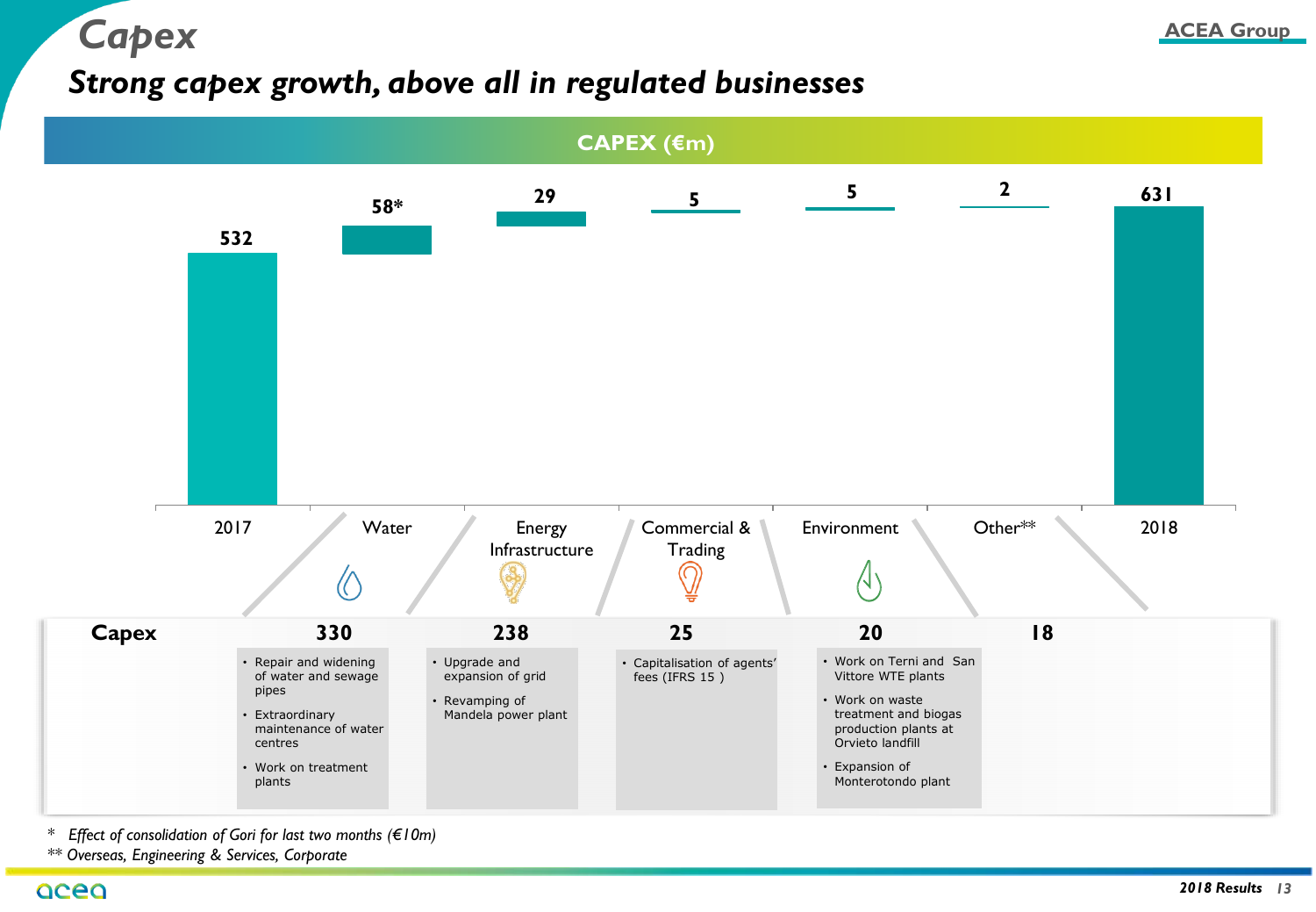# Capex

## Strong capex growth, above all in regulated businesses

**CAPEX (€m)**

| 2017 | Water | Energy Infrastructure | Commercial & Trading | Environment | Other** | 2018 |
|---|---|---|---|---|---|---|
| 532 | 58* | 29 | 5 | 5 | 2 | 631 |

| | Water | Energy Infrastructure | Commercial & Trading | Environment | Other** |
|---|---|---|---|---|---|
| **Capex** | **330** | **238** | **25** | **20** | **18** |
| | • Repair and widening of water and sewage pipes<br>• Extraordinary maintenance of water centres<br>• Work on treatment plants | • Upgrade and expansion of grid<br>• Revamping of Mandela power plant | • Capitalisation of agents' fees (IFRS 15 ) | • Work on Terni and San Vittore WTE plants<br>• Work on waste treatment and biogas production plants at Orvieto landfill<br>• Expansion of Monterotondo plant | |

\* *Effect of consolidation of Gori for last two months (€10m)*

\*\* *Overseas, Engineering & Services, Corporate*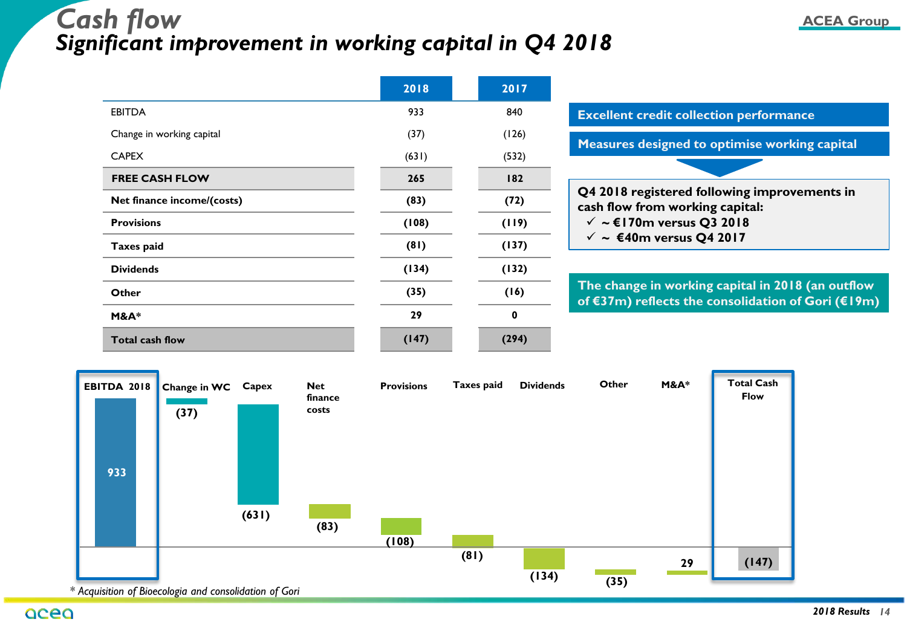# Cash flow

## Significant improvement in working capital in Q4 2018

| | 2018 | 2017 |
|---|---|---|
| EBITDA | 933 | 840 |
| Change in working capital | (37) | (126) |
| CAPEX | (631) | (532) |
| **FREE CASH FLOW** | **265** | **182** |
| **Net finance income/(costs)** | **(83)** | **(72)** |
| **Provisions** | **(108)** | **(119)** |
| **Taxes paid** | **(81)** | **(137)** |
| **Dividends** | **(134)** | **(132)** |
| **Other** | **(35)** | **(16)** |
| **M&A*** | **29** | **0** |
| **Total cash flow** | **(147)** | **(294)** |

**Excellent credit collection performance**

**Measures designed to optimise working capital**

**Q4 2018 registered following improvements in cash flow from working capital:**
- ✓ **~ €170m versus Q3 2018**
- ✓ **~ €40m versus Q4 2017**

**The change in working capital in 2018 (an outflow of €37m) reflects the consolidation of Gori (€19m)**

| EBITDA 2018 | Change in WC | Capex | Net finance costs | Provisions | Taxes paid | Dividends | Other | M&A* | Total Cash Flow |
|---|---|---|---|---|---|---|---|---|---|
| 933 | (37) | (631) | (83) | (108) | (81) | (134) | (35) | 29 | (147) |

*\* Acquisition of Bioecologia and consolidation of Gori*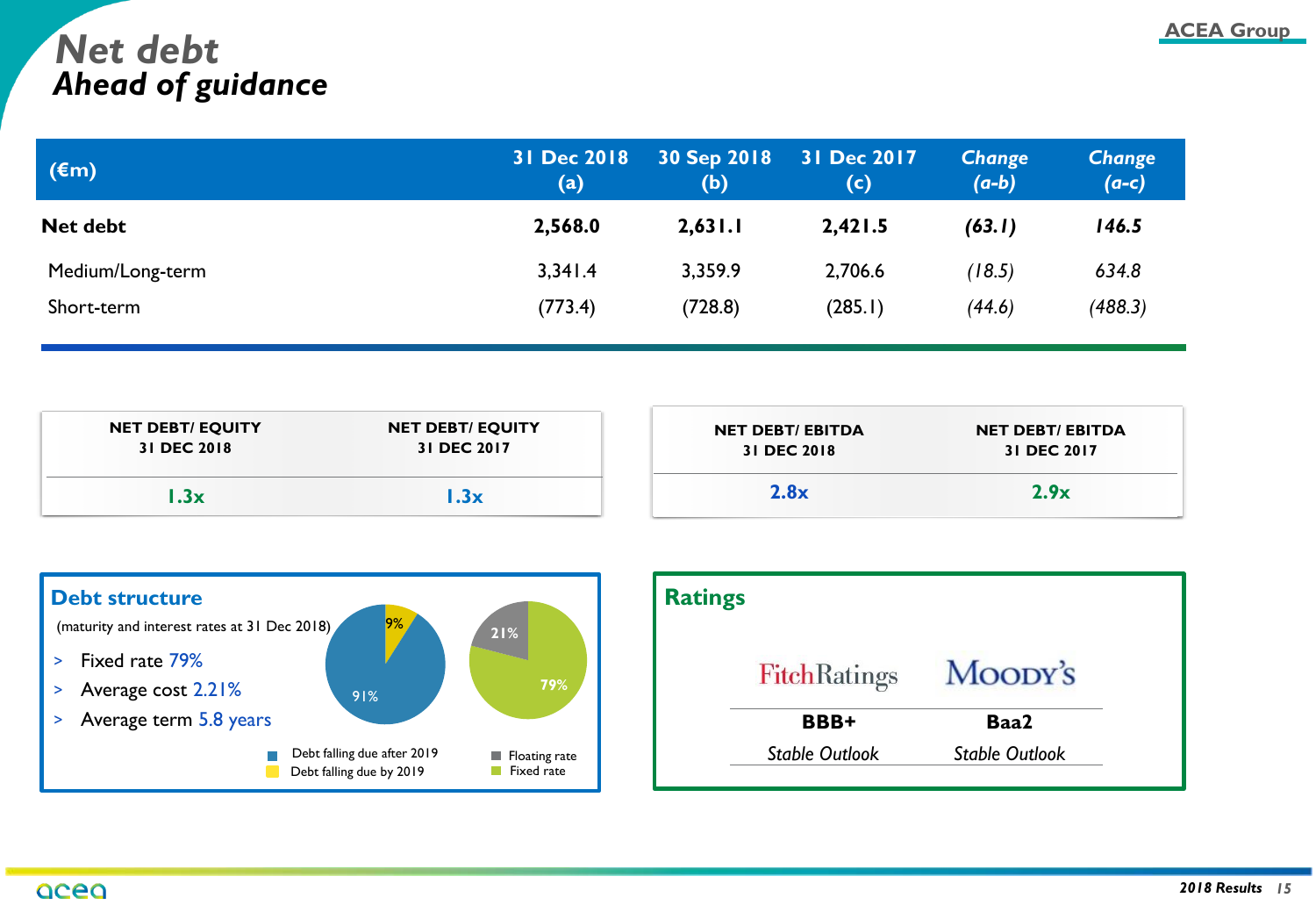# Net debt
## *Ahead of guidance*

| (€m) | 31 Dec 2018 (a) | 30 Sep 2018 (b) | 31 Dec 2017 (c) | *Change (a-b)* | *Change (a-c)* |
|---|---|---|---|---|---|
| **Net debt** | **2,568.0** | **2,631.1** | **2,421.5** | ***(63.1)*** | ***146.5*** |
| Medium/Long-term | 3,341.4 | 3,359.9 | 2,706.6 | *(18.5)* | *634.8* |
| Short-term | (773.4) | (728.8) | (285.1) | *(44.6)* | *(488.3)* |

| NET DEBT/ EQUITY 31 DEC 2018 | NET DEBT/ EQUITY 31 DEC 2017 |
|---|---|
| 1.3x | 1.3x |

| NET DEBT/ EBITDA 31 DEC 2018 | NET DEBT/ EBITDA 31 DEC 2017 |
|---|---|
| 2.8x | 2.9x |

### Debt structure

(maturity and interest rates at 31 Dec 2018)

- Fixed rate 79%
- Average cost 2.21%
- Average term 5.8 years

Debt falling due after 2019: 91%
Debt falling due by 2019: 9%

Floating rate: 21%
Fixed rate: 79%

### Ratings

| FitchRatings | Moody's |
|---|---|
| **BBB+** | **Baa2** |
| *Stable Outlook* | *Stable Outlook* |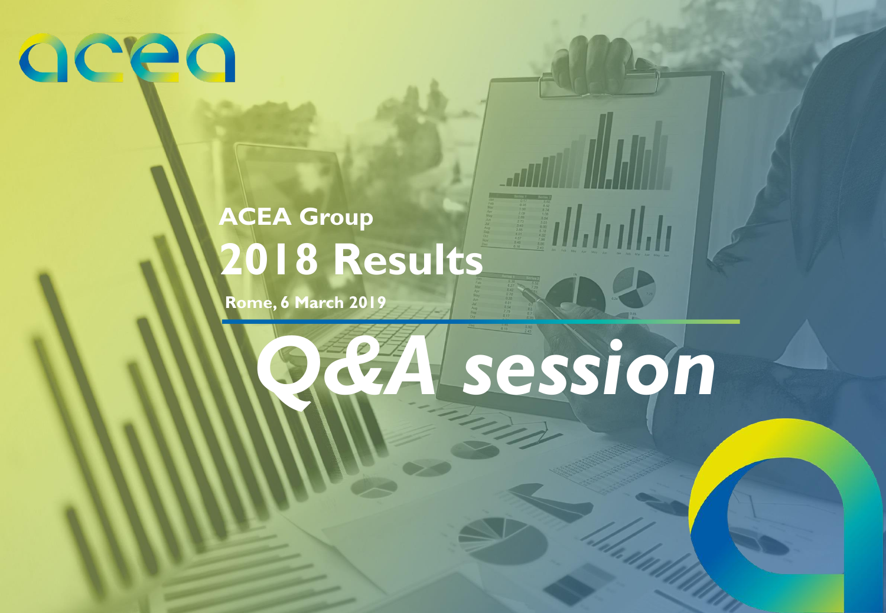ACEA Group

# 2018 Results

Rome, 6 March 2019

# *Q&A session*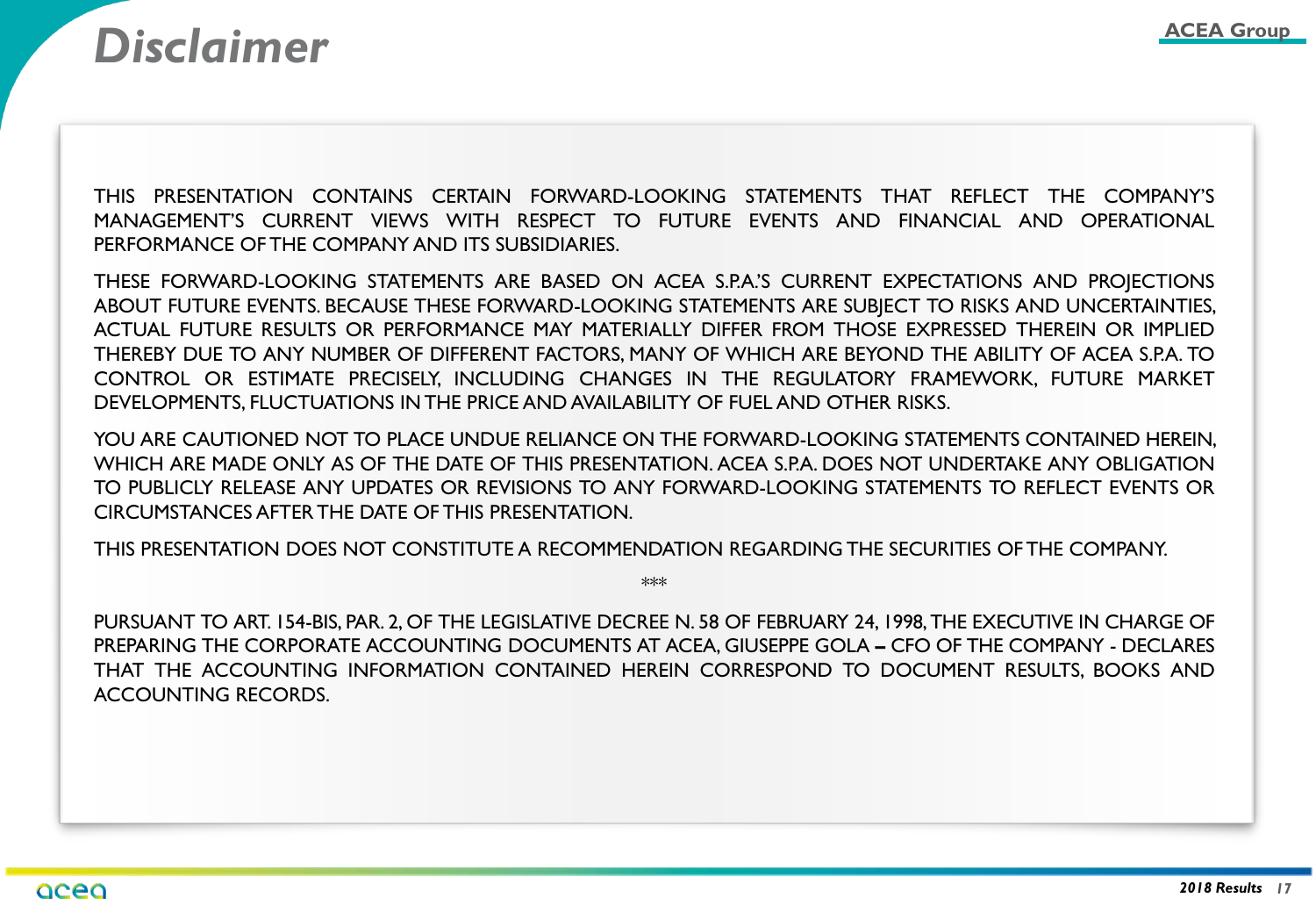# Disclaimer

THIS PRESENTATION CONTAINS CERTAIN FORWARD-LOOKING STATEMENTS THAT REFLECT THE COMPANY'S MANAGEMENT'S CURRENT VIEWS WITH RESPECT TO FUTURE EVENTS AND FINANCIAL AND OPERATIONAL PERFORMANCE OF THE COMPANY AND ITS SUBSIDIARIES.

THESE FORWARD-LOOKING STATEMENTS ARE BASED ON ACEA S.P.A.'S CURRENT EXPECTATIONS AND PROJECTIONS ABOUT FUTURE EVENTS. BECAUSE THESE FORWARD-LOOKING STATEMENTS ARE SUBJECT TO RISKS AND UNCERTAINTIES, ACTUAL FUTURE RESULTS OR PERFORMANCE MAY MATERIALLY DIFFER FROM THOSE EXPRESSED THEREIN OR IMPLIED THEREBY DUE TO ANY NUMBER OF DIFFERENT FACTORS, MANY OF WHICH ARE BEYOND THE ABILITY OF ACEA S.P.A. TO CONTROL OR ESTIMATE PRECISELY, INCLUDING CHANGES IN THE REGULATORY FRAMEWORK, FUTURE MARKET DEVELOPMENTS, FLUCTUATIONS IN THE PRICE AND AVAILABILITY OF FUEL AND OTHER RISKS.

YOU ARE CAUTIONED NOT TO PLACE UNDUE RELIANCE ON THE FORWARD-LOOKING STATEMENTS CONTAINED HEREIN, WHICH ARE MADE ONLY AS OF THE DATE OF THIS PRESENTATION. ACEA S.P.A. DOES NOT UNDERTAKE ANY OBLIGATION TO PUBLICLY RELEASE ANY UPDATES OR REVISIONS TO ANY FORWARD-LOOKING STATEMENTS TO REFLECT EVENTS OR CIRCUMSTANCES AFTER THE DATE OF THIS PRESENTATION.

THIS PRESENTATION DOES NOT CONSTITUTE A RECOMMENDATION REGARDING THE SECURITIES OF THE COMPANY.

\*\*\*

PURSUANT TO ART. 154-BIS, PAR. 2, OF THE LEGISLATIVE DECREE N. 58 OF FEBRUARY 24, 1998, THE EXECUTIVE IN CHARGE OF PREPARING THE CORPORATE ACCOUNTING DOCUMENTS AT ACEA, GIUSEPPE GOLA – CFO OF THE COMPANY - DECLARES THAT THE ACCOUNTING INFORMATION CONTAINED HEREIN CORRESPOND TO DOCUMENT RESULTS, BOOKS AND ACCOUNTING RECORDS.